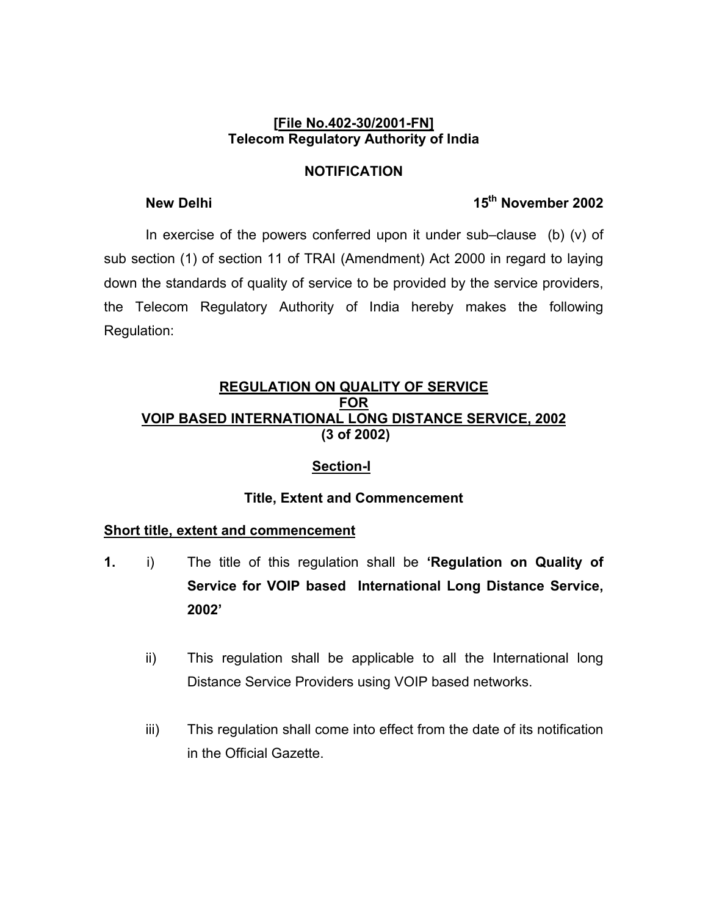**[File No.402-30/2001-FN]**
**Telecom Regulatory Authority of India**

**NOTIFICATION**

**New Delhi** **15th November 2002**

In exercise of the powers conferred upon it under sub–clause (b) (v) of sub section (1) of section 11 of TRAI (Amendment) Act 2000 in regard to laying down the standards of quality of service to be provided by the service providers, the Telecom Regulatory Authority of India hereby makes the following Regulation:

# REGULATION ON QUALITY OF SERVICE FOR VOIP BASED INTERNATIONAL LONG DISTANCE SERVICE, 2002 (3 of 2002)

## Section-I

### Title, Extent and Commencement

**Short title, extent and commencement**

**1.** i) The title of this regulation shall be **'Regulation on Quality of Service for VOIP based International Long Distance Service, 2002'**

ii) This regulation shall be applicable to all the International long Distance Service Providers using VOIP based networks.

iii) This regulation shall come into effect from the date of its notification in the Official Gazette.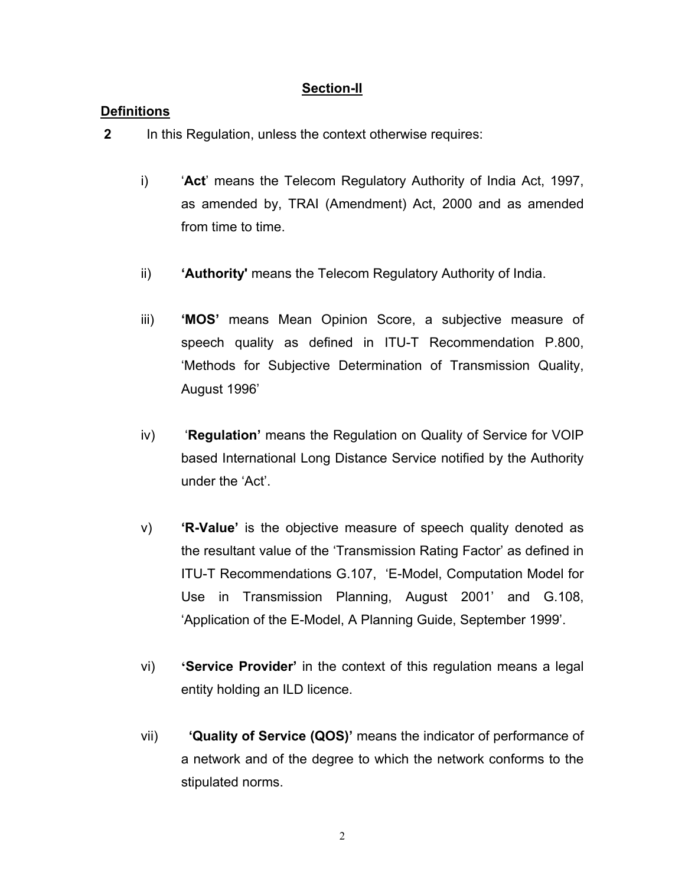## Section-II

### Definitions

**2** In this Regulation, unless the context otherwise requires:

i) '**Act**' means the Telecom Regulatory Authority of India Act, 1997, as amended by, TRAI (Amendment) Act, 2000 and as amended from time to time.

ii) **'Authority'** means the Telecom Regulatory Authority of India.

iii) **'MOS'** means Mean Opinion Score, a subjective measure of speech quality as defined in ITU-T Recommendation P.800, 'Methods for Subjective Determination of Transmission Quality, August 1996'

iv) '**Regulation'** means the Regulation on Quality of Service for VOIP based International Long Distance Service notified by the Authority under the 'Act'.

v) **'R-Value'** is the objective measure of speech quality denoted as the resultant value of the 'Transmission Rating Factor' as defined in ITU-T Recommendations G.107, 'E-Model, Computation Model for Use in Transmission Planning, August 2001' and G.108, 'Application of the E-Model, A Planning Guide, September 1999'.

vi) **'Service Provider'** in the context of this regulation means a legal entity holding an ILD licence.

vii) **'Quality of Service (QOS)'** means the indicator of performance of a network and of the degree to which the network conforms to the stipulated norms.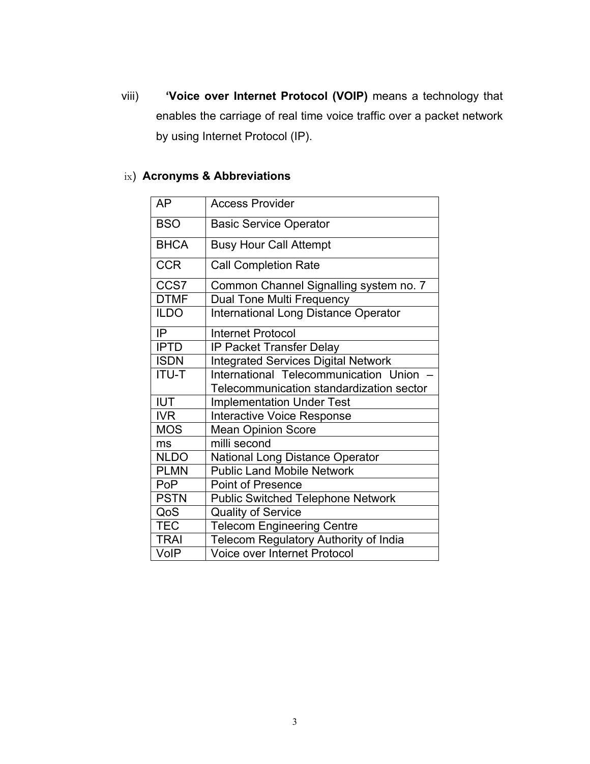viii) **'Voice over Internet Protocol (VOIP)** means a technology that enables the carriage of real time voice traffic over a packet network by using Internet Protocol (IP).

ix) **Acronyms & Abbreviations**

| | |
|---|---|
| AP | Access Provider |
| BSO | Basic Service Operator |
| BHCA | Busy Hour Call Attempt |
| CCR | Call Completion Rate |
| CCS7 | Common Channel Signalling system no. 7 |
| DTMF | Dual Tone Multi Frequency |
| ILDO | International Long Distance Operator |
| IP | Internet Protocol |
| IPTD | IP Packet Transfer Delay |
| ISDN | Integrated Services Digital Network |
| ITU-T | International Telecommunication Union – Telecommunication standardization sector |
| IUT | Implementation Under Test |
| IVR | Interactive Voice Response |
| MOS | Mean Opinion Score |
| ms | milli second |
| NLDO | National Long Distance Operator |
| PLMN | Public Land Mobile Network |
| PoP | Point of Presence |
| PSTN | Public Switched Telephone Network |
| QoS | Quality of Service |
| TEC | Telecom Engineering Centre |
| TRAI | Telecom Regulatory Authority of India |
| VoIP | Voice over Internet Protocol |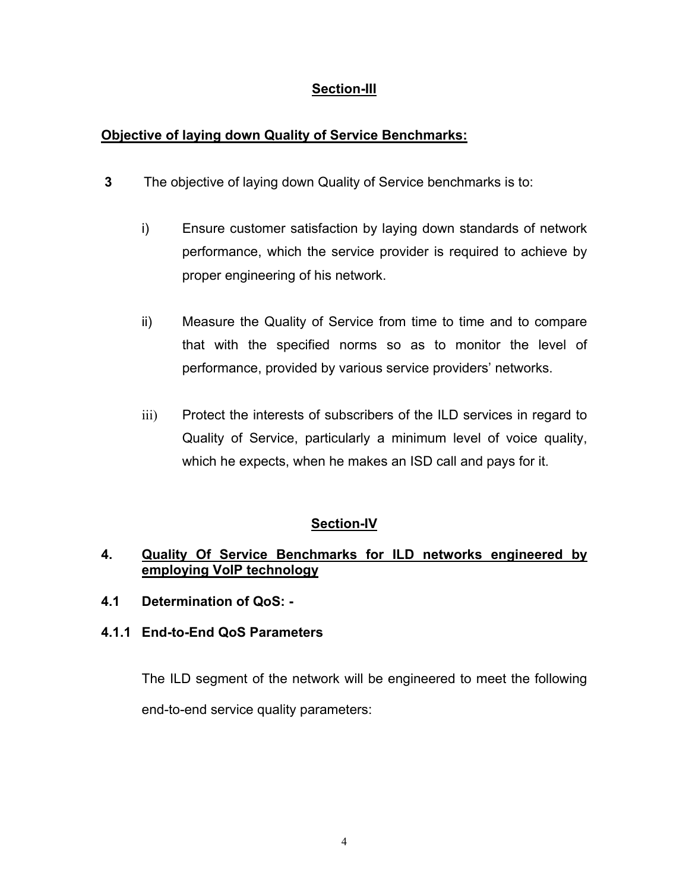## Section-III

**Objective of laying down Quality of Service Benchmarks:**

**3** The objective of laying down Quality of Service benchmarks is to:

i) Ensure customer satisfaction by laying down standards of network performance, which the service provider is required to achieve by proper engineering of his network.

ii) Measure the Quality of Service from time to time and to compare that with the specified norms so as to monitor the level of performance, provided by various service providers' networks.

iii) Protect the interests of subscribers of the ILD services in regard to Quality of Service, particularly a minimum level of voice quality, which he expects, when he makes an ISD call and pays for it.

## Section-IV

### 4. Quality Of Service Benchmarks for ILD networks engineered by employing VoIP technology

### 4.1 Determination of QoS: -

#### 4.1.1 End-to-End QoS Parameters

The ILD segment of the network will be engineered to meet the following end-to-end service quality parameters: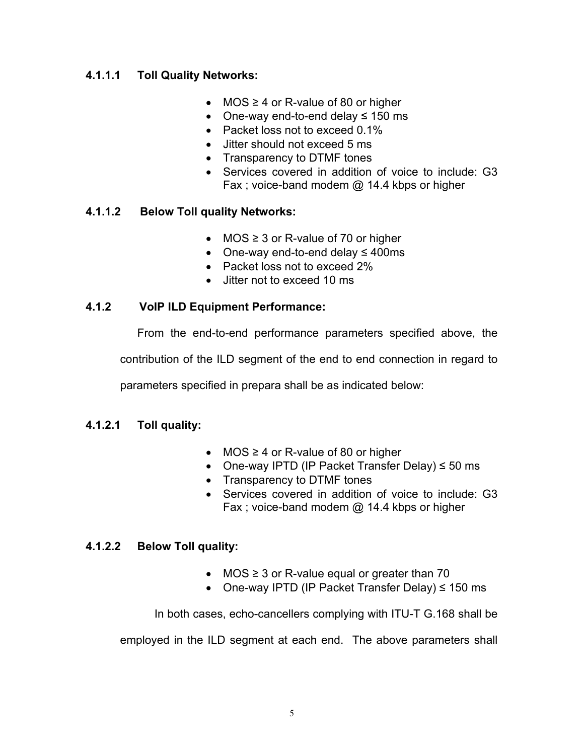#### 4.1.1.1 Toll Quality Networks:

- MOS ≥ 4 or R-value of 80 or higher
- One-way end-to-end delay ≤ 150 ms
- Packet loss not to exceed 0.1%
- Jitter should not exceed 5 ms
- Transparency to DTMF tones
- Services covered in addition of voice to include: G3 Fax ; voice-band modem @ 14.4 kbps or higher

#### 4.1.1.2 Below Toll quality Networks:

- MOS ≥ 3 or R-value of 70 or higher
- One-way end-to-end delay ≤ 400ms
- Packet loss not to exceed 2%
- Jitter not to exceed 10 ms

### 4.1.2 VoIP ILD Equipment Performance:

From the end-to-end performance parameters specified above, the contribution of the ILD segment of the end to end connection in regard to parameters specified in prepara shall be as indicated below:

#### 4.1.2.1 Toll quality:

- MOS ≥ 4 or R-value of 80 or higher
- One-way IPTD (IP Packet Transfer Delay) ≤ 50 ms
- Transparency to DTMF tones
- Services covered in addition of voice to include: G3 Fax ; voice-band modem @ 14.4 kbps or higher

#### 4.1.2.2 Below Toll quality:

- MOS ≥ 3 or R-value equal or greater than 70
- One-way IPTD (IP Packet Transfer Delay) ≤ 150 ms

In both cases, echo-cancellers complying with ITU-T G.168 shall be employed in the ILD segment at each end. The above parameters shall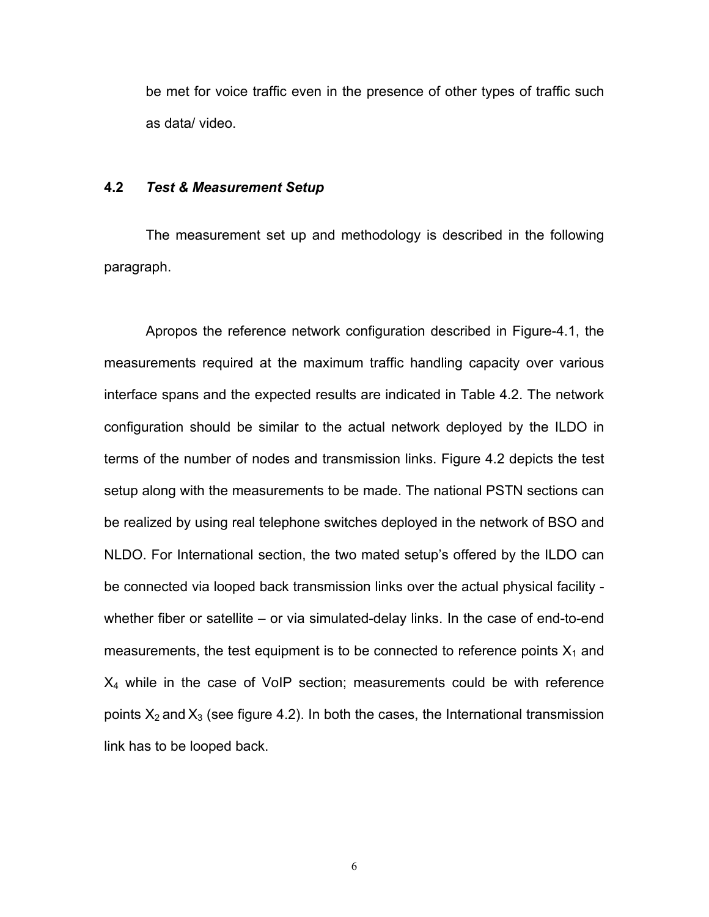be met for voice traffic even in the presence of other types of traffic such as data/ video.

## 4.2 *Test & Measurement Setup*

The measurement set up and methodology is described in the following paragraph.

Apropos the reference network configuration described in Figure-4.1, the measurements required at the maximum traffic handling capacity over various interface spans and the expected results are indicated in Table 4.2. The network configuration should be similar to the actual network deployed by the ILDO in terms of the number of nodes and transmission links. Figure 4.2 depicts the test setup along with the measurements to be made. The national PSTN sections can be realized by using real telephone switches deployed in the network of BSO and NLDO. For International section, the two mated setup's offered by the ILDO can be connected via looped back transmission links over the actual physical facility - whether fiber or satellite – or via simulated-delay links. In the case of end-to-end measurements, the test equipment is to be connected to reference points $X_1$ and $X_4$ while in the case of VoIP section; measurements could be with reference points $X_2$ and $X_3$ (see figure 4.2). In both the cases, the International transmission link has to be looped back.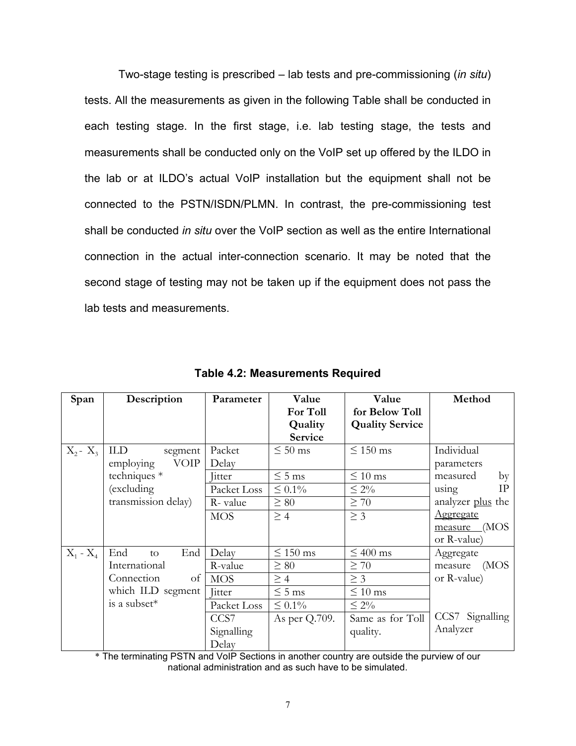Two-stage testing is prescribed – lab tests and pre-commissioning (*in situ*) tests. All the measurements as given in the following Table shall be conducted in each testing stage. In the first stage, i.e. lab testing stage, the tests and measurements shall be conducted only on the VoIP set up offered by the ILDO in the lab or at ILDO's actual VoIP installation but the equipment shall not be connected to the PSTN/ISDN/PLMN. In contrast, the pre-commissioning test shall be conducted *in situ* over the VoIP section as well as the entire International connection in the actual inter-connection scenario. It may be noted that the second stage of testing may not be taken up if the equipment does not pass the lab tests and measurements.

**Table 4.2: Measurements Required**

| Span | Description | Parameter | Value For Toll Quality Service | Value for Below Toll Quality Service | Method |
|---|---|---|---|---|---|
| $X_2$ - $X_3$ | ILD segment employing VOIP techniques * (excluding transmission delay) | Packet Delay | ≤ 50 ms | ≤ 150 ms | Individual parameters measured by using IP analyzer plus the Aggregate measure (MOS or R-value) |
| | | Jitter | ≤ 5 ms | ≤ 10 ms | |
| | | Packet Loss | ≤ 0.1% | ≤ 2% | |
| | | R- value | ≥ 80 | ≥ 70 | |
| | | MOS | ≥ 4 | ≥ 3 | |
| $X_1$ - $X_4$ | End to End International Connection of which ILD segment is a subset* | Delay | ≤ 150 ms | ≤ 400 ms | Aggregate measure (MOS or R-value) |
| | | R-value | ≥ 80 | ≥ 70 | |
| | | MOS | ≥ 4 | ≥ 3 | |
| | | Jitter | ≤ 5 ms | ≤ 10 ms | |
| | | Packet Loss | ≤ 0.1% | ≤ 2% | |
| | | CCS7 Signalling Delay | As per Q.709. | Same as for Toll quality. | CCS7 Signalling Analyzer |

* The terminating PSTN and VoIP Sections in another country are outside the purview of our national administration and as such have to be simulated.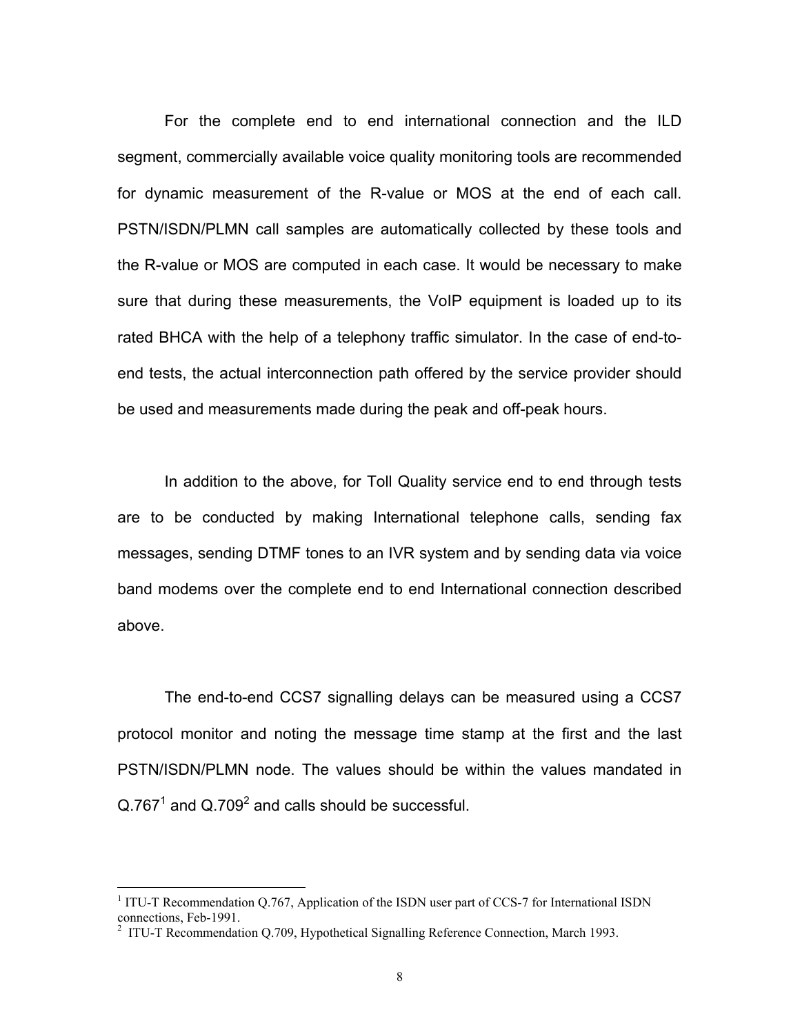For the complete end to end international connection and the ILD segment, commercially available voice quality monitoring tools are recommended for dynamic measurement of the R-value or MOS at the end of each call. PSTN/ISDN/PLMN call samples are automatically collected by these tools and the R-value or MOS are computed in each case. It would be necessary to make sure that during these measurements, the VoIP equipment is loaded up to its rated BHCA with the help of a telephony traffic simulator. In the case of end-to-end tests, the actual interconnection path offered by the service provider should be used and measurements made during the peak and off-peak hours.

In addition to the above, for Toll Quality service end to end through tests are to be conducted by making International telephone calls, sending fax messages, sending DTMF tones to an IVR system and by sending data via voice band modems over the complete end to end International connection described above.

The end-to-end CCS7 signalling delays can be measured using a CCS7 protocol monitor and noting the message time stamp at the first and the last PSTN/ISDN/PLMN node. The values should be within the values mandated in Q.767[1] and Q.709[2] and calls should be successful.

---

[1] ITU-T Recommendation Q.767, Application of the ISDN user part of CCS-7 for International ISDN connections, Feb-1991.

[2] ITU-T Recommendation Q.709, Hypothetical Signalling Reference Connection, March 1993.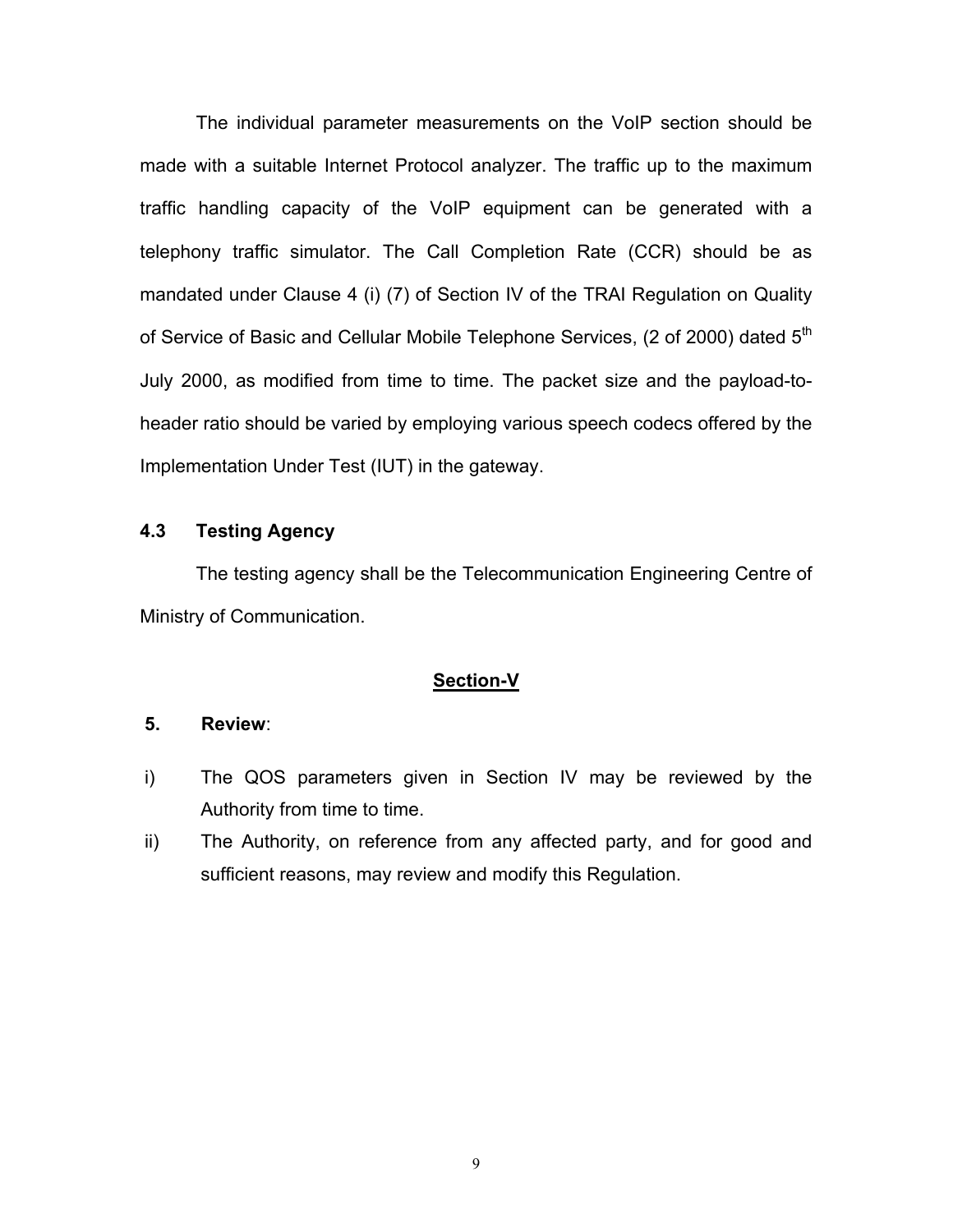The individual parameter measurements on the VoIP section should be made with a suitable Internet Protocol analyzer. The traffic up to the maximum traffic handling capacity of the VoIP equipment can be generated with a telephony traffic simulator. The Call Completion Rate (CCR) should be as mandated under Clause 4 (i) (7) of Section IV of the TRAI Regulation on Quality of Service of Basic and Cellular Mobile Telephone Services, (2 of 2000) dated 5th July 2000, as modified from time to time. The packet size and the payload-to-header ratio should be varied by employing various speech codecs offered by the Implementation Under Test (IUT) in the gateway.

### 4.3 Testing Agency

The testing agency shall be the Telecommunication Engineering Centre of Ministry of Communication.

## Section-V

### 5. Review:

i) The QOS parameters given in Section IV may be reviewed by the Authority from time to time.

ii) The Authority, on reference from any affected party, and for good and sufficient reasons, may review and modify this Regulation.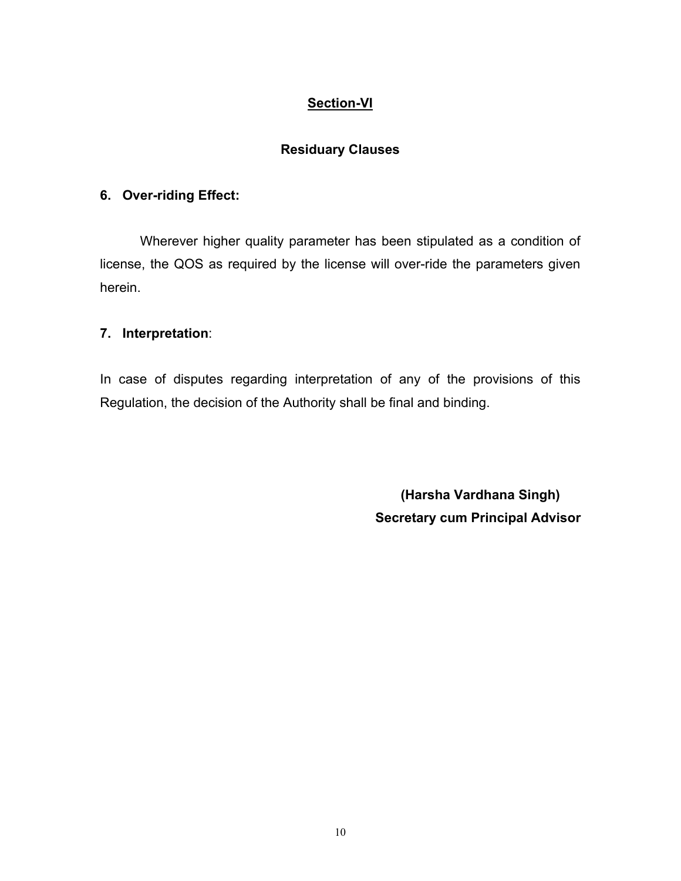## Section-VI

### Residuary Clauses

**6. Over-riding Effect:**

Wherever higher quality parameter has been stipulated as a condition of license, the QOS as required by the license will over-ride the parameters given herein.

**7. Interpretation**:

In case of disputes regarding interpretation of any of the provisions of this Regulation, the decision of the Authority shall be final and binding.

**(Harsha Vardhana Singh)**
**Secretary cum Principal Advisor**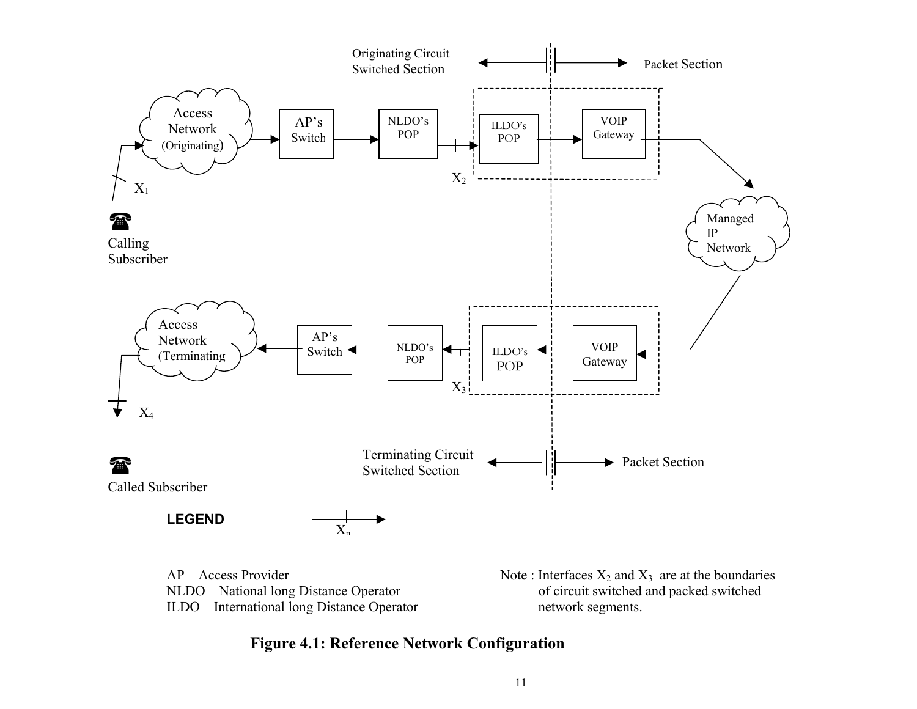Originating Circuit Switched Section

Packet Section

Access Network (Originating)

AP's Switch

NLDO's POP

ILDO's POP

VOIP Gateway

$X_1$

$X_2$

Calling Subscriber

Managed IP Network

Access Network (Terminating

AP's Switch

NLDO's POP

ILDO's POP

VOIP Gateway

$X_3$

$X_4$

Called Subscriber

Terminating Circuit Switched Section

Packet Section

**LEGEND**

$X_n$

AP – Access Provider
NLDO – National long Distance Operator
ILDO – International long Distance Operator

Note : Interfaces $X_2$ and $X_3$ are at the boundaries of circuit switched and packed switched network segments.

**Figure 4.1: Reference Network Configuration**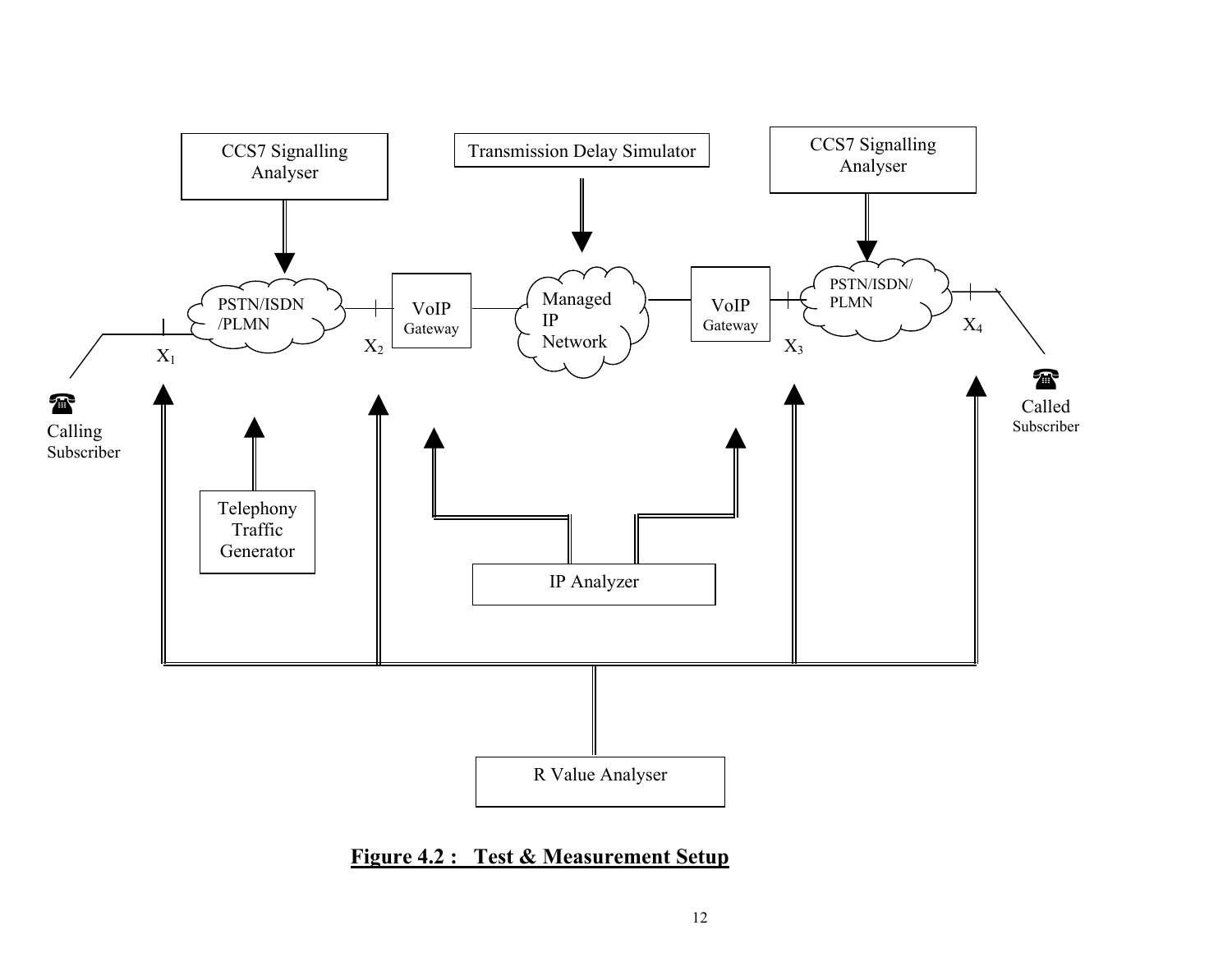CCS7 Signalling Analyser

Transmission Delay Simulator

CCS7 Signalling Analyser

PSTN/ISDN /PLMN

VoIP Gateway

Managed IP Network

VoIP Gateway

PSTN/ISDN/ PLMN

$X_1$

$X_2$

$X_3$

$X_4$

Calling Subscriber

Called Subscriber

Telephony Traffic Generator

IP Analyzer

R Value Analyser

**Figure 4.2 : Test & Measurement Setup**